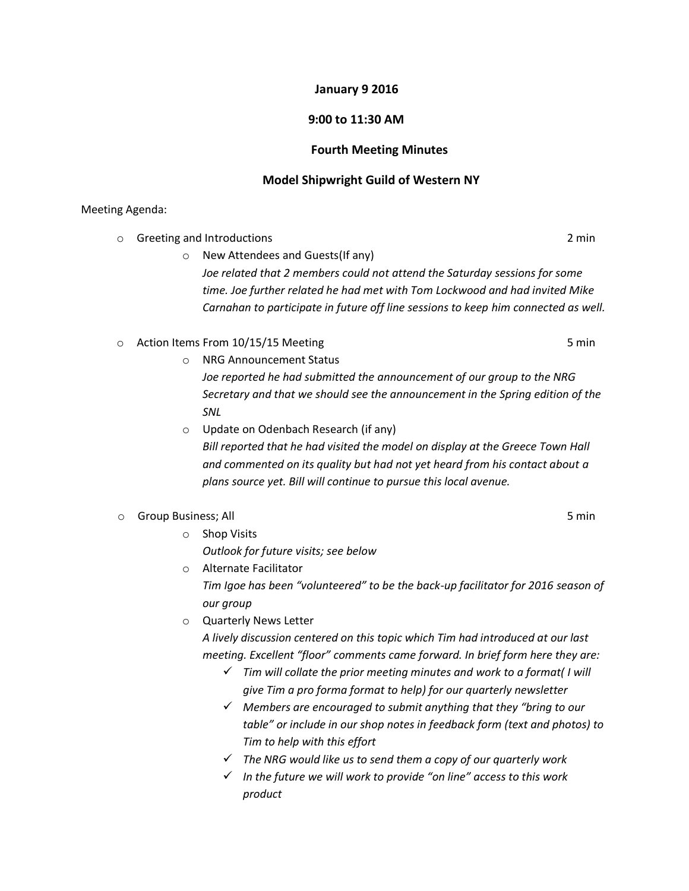**January 9 2016**

**9:00 to 11:30 AM**

**Fourth Meeting Minutes**

**Model Shipwright Guild of Western NY**

Meeting Agenda:

- Greeting and Introductions — 2 min
  - New Attendees and Guests(If any)

    *Joe related that 2 members could not attend the Saturday sessions for some time. Joe further related he had met with Tom Lockwood and had invited Mike Carnahan to participate in future off line sessions to keep him connected as well.*

- Action Items From 10/15/15 Meeting — 5 min
  - NRG Announcement Status

    *Joe reported he had submitted the announcement of our group to the NRG Secretary and that we should see the announcement in the Spring edition of the SNL*
  - Update on Odenbach Research (if any)

    *Bill reported that he had visited the model on display at the Greece Town Hall and commented on its quality but had not yet heard from his contact about a plans source yet. Bill will continue to pursue this local avenue.*

- Group Business; All — 5 min
  - Shop Visits

    *Outlook for future visits; see below*
  - Alternate Facilitator

    *Tim Igoe has been "volunteered" to be the back-up facilitator for 2016 season of our group*
  - Quarterly News Letter

    *A lively discussion centered on this topic which Tim had introduced at our last meeting. Excellent "floor" comments came forward. In brief form here they are:*
    - ✓ *Tim will collate the prior meeting minutes and work to a format( I will give Tim a pro forma format to help) for our quarterly newsletter*
    - ✓ *Members are encouraged to submit anything that they "bring to our table" or include in our shop notes in feedback form (text and photos) to Tim to help with this effort*
    - ✓ *The NRG would like us to send them a copy of our quarterly work*
    - ✓ *In the future we will work to provide "on line" access to this work product*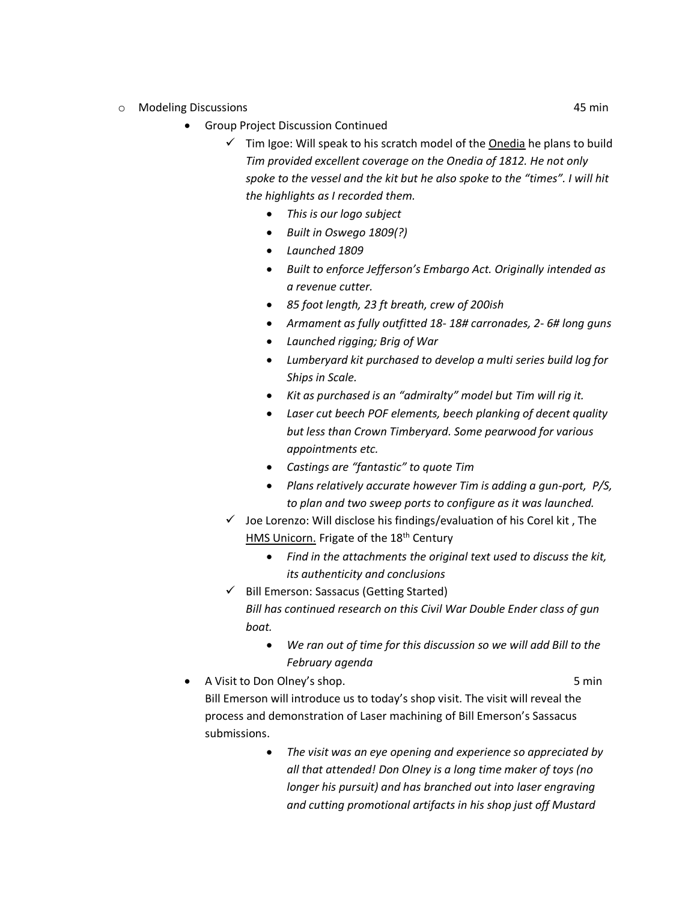- Modeling Discussions 45 min
  - Group Project Discussion Continued
    - ✓ Tim Igoe: Will speak to his scratch model of the Onedia he plans to build
      *Tim provided excellent coverage on the Onedia of 1812. He not only spoke to the vessel and the kit but he also spoke to the "times". I will hit the highlights as I recorded them.*
      - *This is our logo subject*
      - *Built in Oswego 1809(?)*
      - *Launched 1809*
      - *Built to enforce Jefferson's Embargo Act. Originally intended as a revenue cutter.*
      - *85 foot length, 23 ft breath, crew of 200ish*
      - *Armament as fully outfitted 18- 18# carronades, 2- 6# long guns*
      - *Launched rigging; Brig of War*
      - *Lumberyard kit purchased to develop a multi series build log for Ships in Scale.*
      - *Kit as purchased is an "admiralty" model but Tim will rig it.*
      - *Laser cut beech POF elements, beech planking of decent quality but less than Crown Timberyard. Some pearwood for various appointments etc.*
      - *Castings are "fantastic" to quote Tim*
      - *Plans relatively accurate however Tim is adding a gun-port, P/S, to plan and two sweep ports to configure as it was launched.*
    - ✓ Joe Lorenzo: Will disclose his findings/evaluation of his Corel kit , The HMS Unicorn. Frigate of the 18th Century
      - *Find in the attachments the original text used to discuss the kit, its authenticity and conclusions*
    - ✓ Bill Emerson: Sassacus (Getting Started)
      *Bill has continued research on this Civil War Double Ender class of gun boat.*
      - *We ran out of time for this discussion so we will add Bill to the February agenda*
  - A Visit to Don Olney's shop. 5 min
    Bill Emerson will introduce us to today's shop visit. The visit will reveal the process and demonstration of Laser machining of Bill Emerson's Sassacus submissions.
    - *The visit was an eye opening and experience so appreciated by all that attended! Don Olney is a long time maker of toys (no longer his pursuit) and has branched out into laser engraving and cutting promotional artifacts in his shop just off Mustard*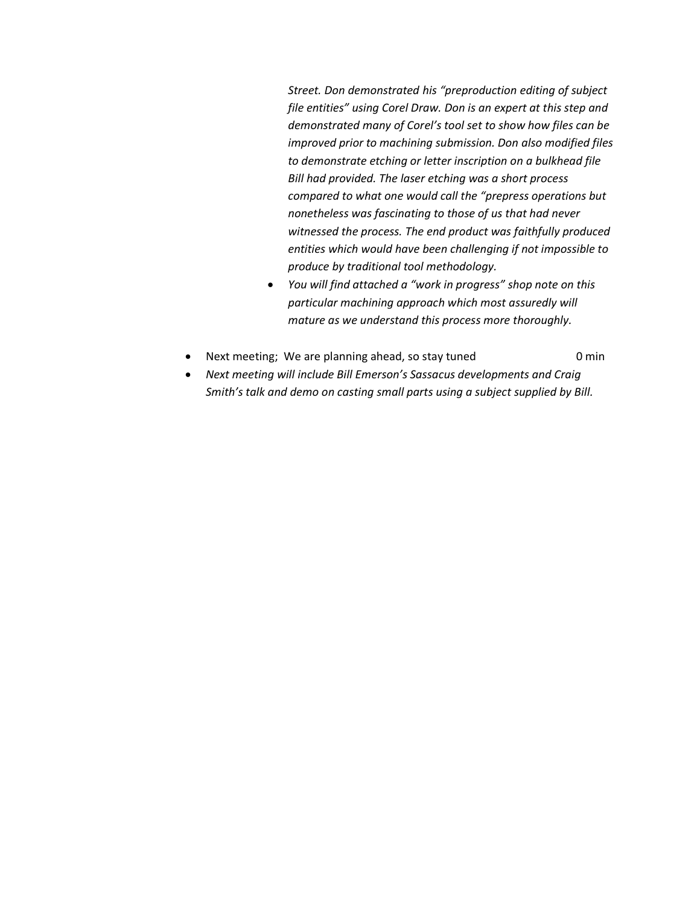*Street. Don demonstrated his "preproduction editing of subject file entities" using Corel Draw. Don is an expert at this step and demonstrated many of Corel's tool set to show how files can be improved prior to machining submission. Don also modified files to demonstrate etching or letter inscription on a bulkhead file Bill had provided. The laser etching was a short process compared to what one would call the "prepress operations but nonetheless was fascinating to those of us that had never witnessed the process. The end product was faithfully produced entities which would have been challenging if not impossible to produce by traditional tool methodology.*

- *You will find attached a "work in progress" shop note on this particular machining approach which most assuredly will mature as we understand this process more thoroughly.*

- Next meeting; We are planning ahead, so stay tuned 0 min
- *Next meeting will include Bill Emerson's Sassacus developments and Craig Smith's talk and demo on casting small parts using a subject supplied by Bill.*